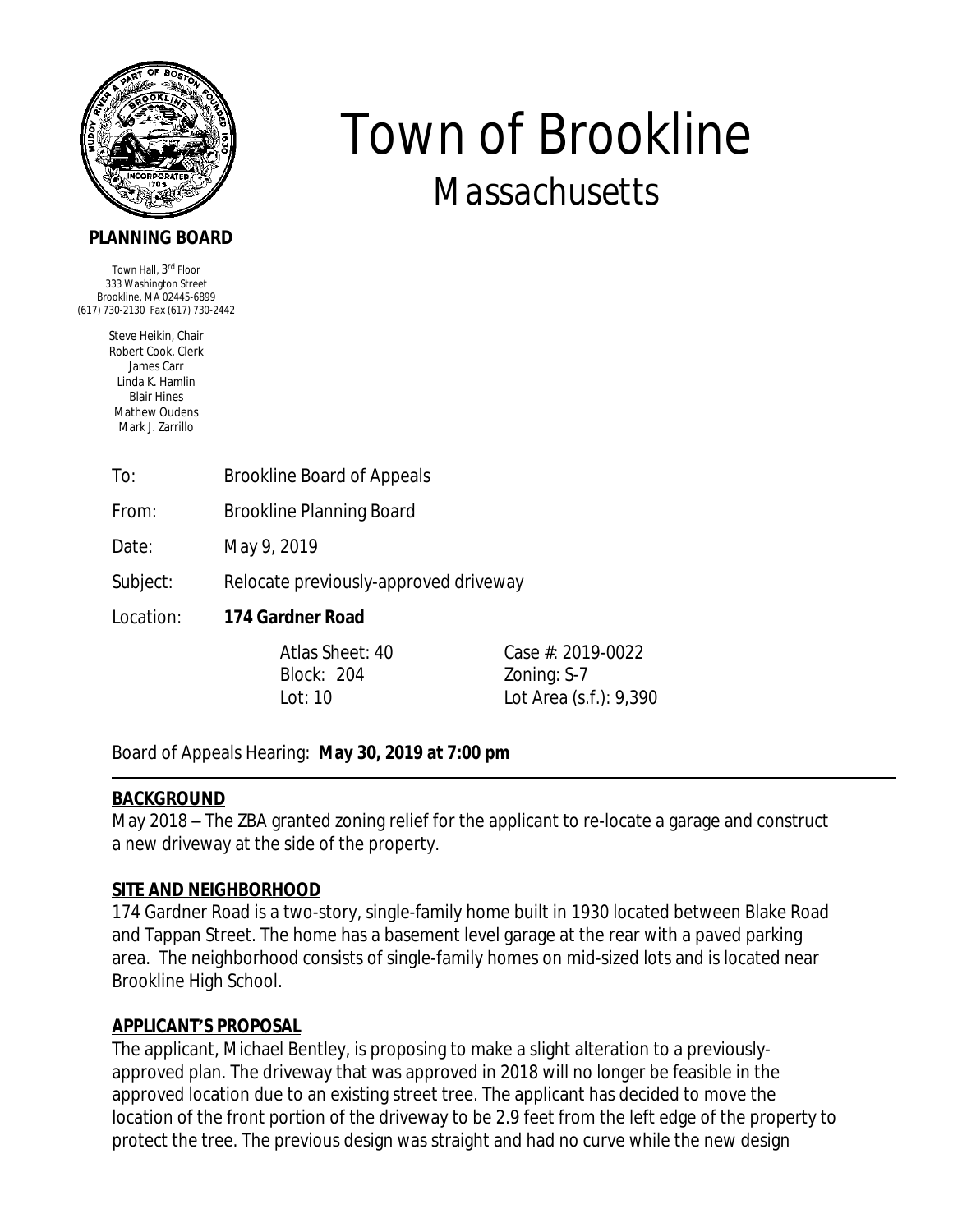# Town of Brookline

## Massachusetts

**PLANNING BOARD**

Town Hall, 3rd Floor
333 Washington Street
Brookline, MA 02445-6899
(617) 730-2130 Fax (617) 730-2442

Steve Heikin, Chair
Robert Cook, Clerk
James Carr
Linda K. Hamlin
Blair Hines
Mathew Oudens
Mark J. Zarrillo

To: Brookline Board of Appeals

From: Brookline Planning Board

Date: May 9, 2019

Subject: Relocate previously-approved driveway

Location: **174 Gardner Road**

| | |
|---|---|
| Atlas Sheet: 40 | Case #: 2019-0022 |
| Block: 204 | Zoning: S-7 |
| Lot: 10 | Lot Area (s.f.): 9,390 |

Board of Appeals Hearing: **May 30, 2019 at 7:00 pm**

---

**BACKGROUND**

May 2018 – The ZBA granted zoning relief for the applicant to re-locate a garage and construct a new driveway at the side of the property.

**SITE AND NEIGHBORHOOD**

174 Gardner Road is a two-story, single-family home built in 1930 located between Blake Road and Tappan Street. The home has a basement level garage at the rear with a paved parking area. The neighborhood consists of single-family homes on mid-sized lots and is located near Brookline High School.

**APPLICANT'S PROPOSAL**

The applicant, Michael Bentley, is proposing to make a slight alteration to a previously-approved plan. The driveway that was approved in 2018 will no longer be feasible in the approved location due to an existing street tree. The applicant has decided to move the location of the front portion of the driveway to be 2.9 feet from the left edge of the property to protect the tree. The previous design was straight and had no curve while the new design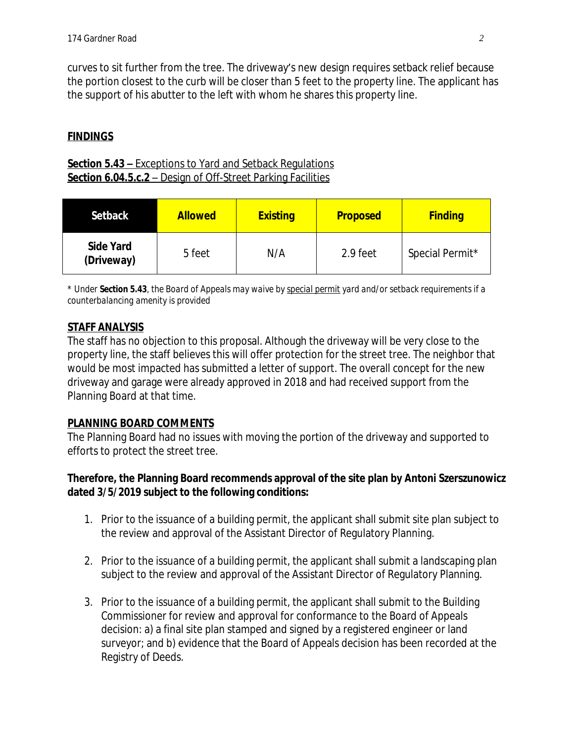curves to sit further from the tree. The driveway's new design requires setback relief because the portion closest to the curb will be closer than 5 feet to the property line. The applicant has the support of his abutter to the left with whom he shares this property line.

## FINDINGS

**Section 5.43 –** Exceptions to Yard and Setback Regulations
**Section 6.04.5.c.2** – Design of Off-Street Parking Facilities

| Setback | Allowed | Existing | Proposed | Finding |
|---|---|---|---|---|
| **Side Yard (Driveway)** | 5 feet | N/A | 2.9 feet | Special Permit* |

*\* Under **Section 5.43**, the Board of Appeals may waive by special permit yard and/or setback requirements if a counterbalancing amenity is provided*

## STAFF ANALYSIS

The staff has no objection to this proposal. Although the driveway will be very close to the property line, the staff believes this will offer protection for the street tree. The neighbor that would be most impacted has submitted a letter of support. The overall concept for the new driveway and garage were already approved in 2018 and had received support from the Planning Board at that time.

## PLANNING BOARD COMMENTS

The Planning Board had no issues with moving the portion of the driveway and supported to efforts to protect the street tree.

**Therefore, the Planning Board recommends approval of the site plan by Antoni Szerszunowicz dated 3/5/2019 subject to the following conditions:**

1. Prior to the issuance of a building permit, the applicant shall submit site plan subject to the review and approval of the Assistant Director of Regulatory Planning.

2. Prior to the issuance of a building permit, the applicant shall submit a landscaping plan subject to the review and approval of the Assistant Director of Regulatory Planning.

3. Prior to the issuance of a building permit, the applicant shall submit to the Building Commissioner for review and approval for conformance to the Board of Appeals decision: a) a final site plan stamped and signed by a registered engineer or land surveyor; and b) evidence that the Board of Appeals decision has been recorded at the Registry of Deeds.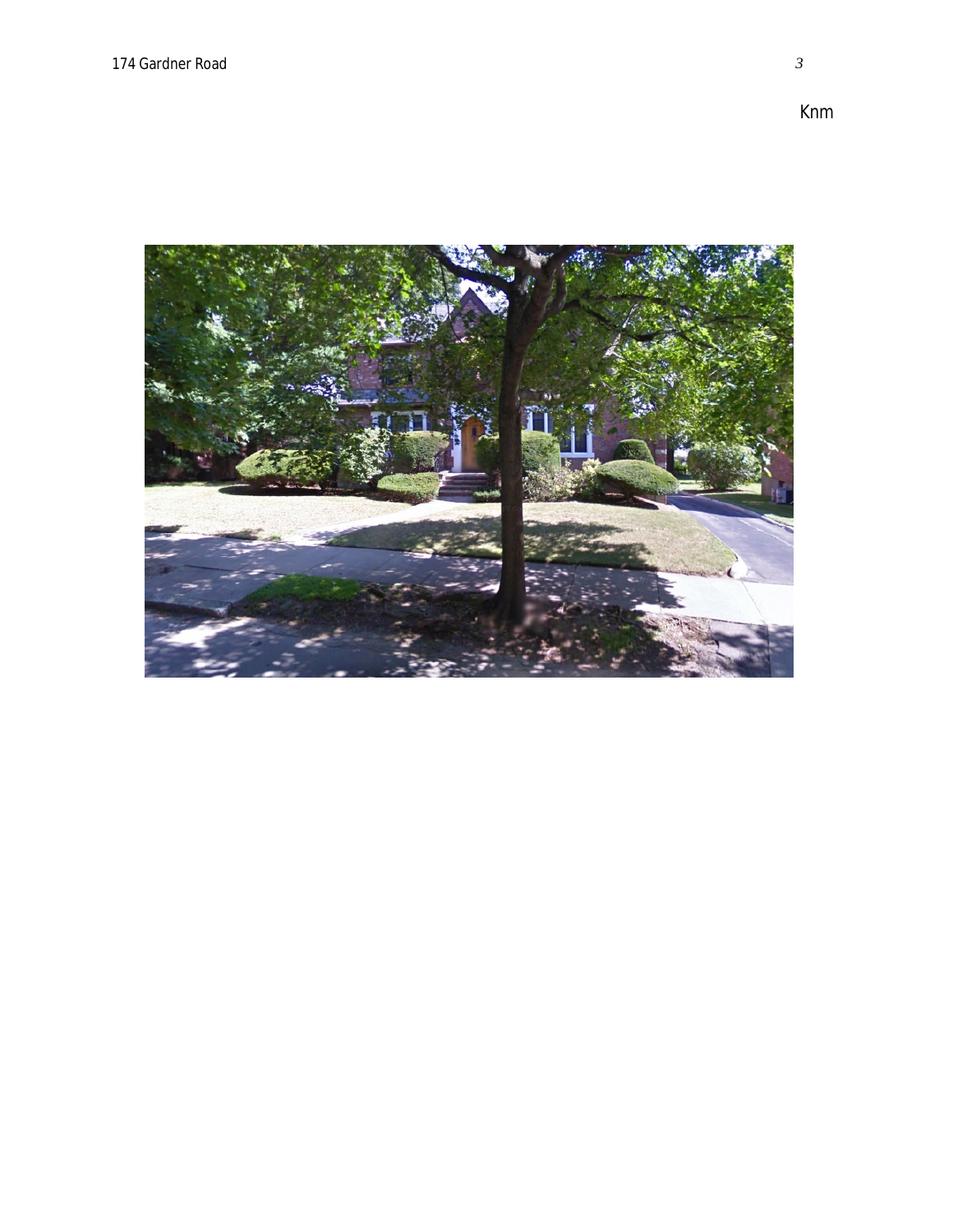Knm